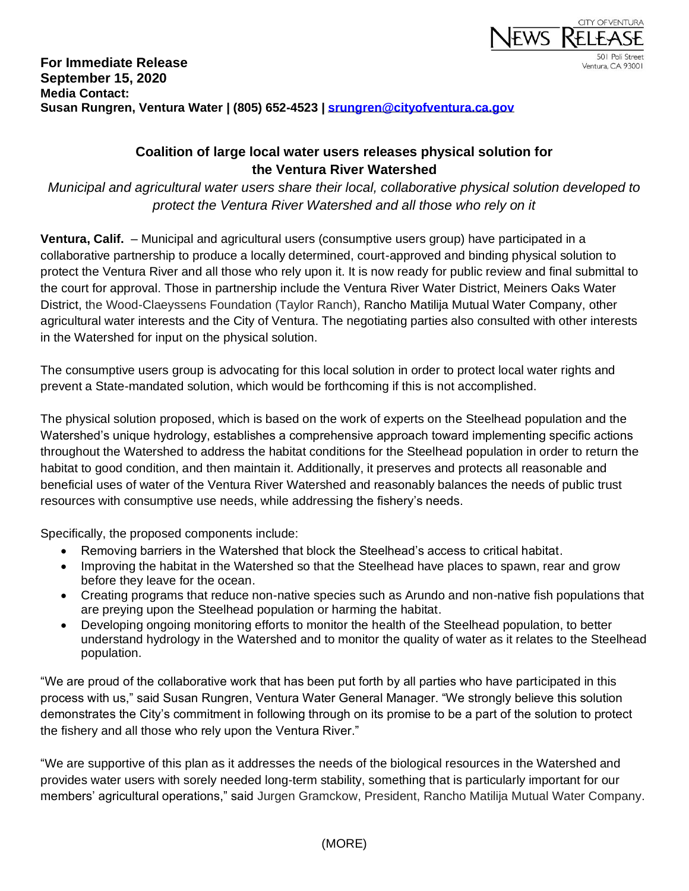CITY OF VENTURA
NEWS RELEASE
501 Poli Street
Ventura, CA 93001

**For Immediate Release**
**September 15, 2020**
**Media Contact:**
**Susan Rungren, Ventura Water | (805) 652-4523 | srungren@cityofventura.ca.gov**

## Coalition of large local water users releases physical solution for the Ventura River Watershed

*Municipal and agricultural water users share their local, collaborative physical solution developed to protect the Ventura River Watershed and all those who rely on it*

**Ventura, Calif.** – Municipal and agricultural users (consumptive users group) have participated in a collaborative partnership to produce a locally determined, court-approved and binding physical solution to protect the Ventura River and all those who rely upon it. It is now ready for public review and final submittal to the court for approval. Those in partnership include the Ventura River Water District, Meiners Oaks Water District, the Wood-Claeyssens Foundation (Taylor Ranch), Rancho Matilija Mutual Water Company, other agricultural water interests and the City of Ventura. The negotiating parties also consulted with other interests in the Watershed for input on the physical solution.

The consumptive users group is advocating for this local solution in order to protect local water rights and prevent a State-mandated solution, which would be forthcoming if this is not accomplished.

The physical solution proposed, which is based on the work of experts on the Steelhead population and the Watershed's unique hydrology, establishes a comprehensive approach toward implementing specific actions throughout the Watershed to address the habitat conditions for the Steelhead population in order to return the habitat to good condition, and then maintain it. Additionally, it preserves and protects all reasonable and beneficial uses of water of the Ventura River Watershed and reasonably balances the needs of public trust resources with consumptive use needs, while addressing the fishery's needs.

Specifically, the proposed components include:

- Removing barriers in the Watershed that block the Steelhead's access to critical habitat.
- Improving the habitat in the Watershed so that the Steelhead have places to spawn, rear and grow before they leave for the ocean.
- Creating programs that reduce non-native species such as Arundo and non-native fish populations that are preying upon the Steelhead population or harming the habitat.
- Developing ongoing monitoring efforts to monitor the health of the Steelhead population, to better understand hydrology in the Watershed and to monitor the quality of water as it relates to the Steelhead population.

"We are proud of the collaborative work that has been put forth by all parties who have participated in this process with us," said Susan Rungren, Ventura Water General Manager. "We strongly believe this solution demonstrates the City's commitment in following through on its promise to be a part of the solution to protect the fishery and all those who rely upon the Ventura River."

"We are supportive of this plan as it addresses the needs of the biological resources in the Watershed and provides water users with sorely needed long-term stability, something that is particularly important for our members' agricultural operations," said Jurgen Gramckow, President, Rancho Matilija Mutual Water Company.

(MORE)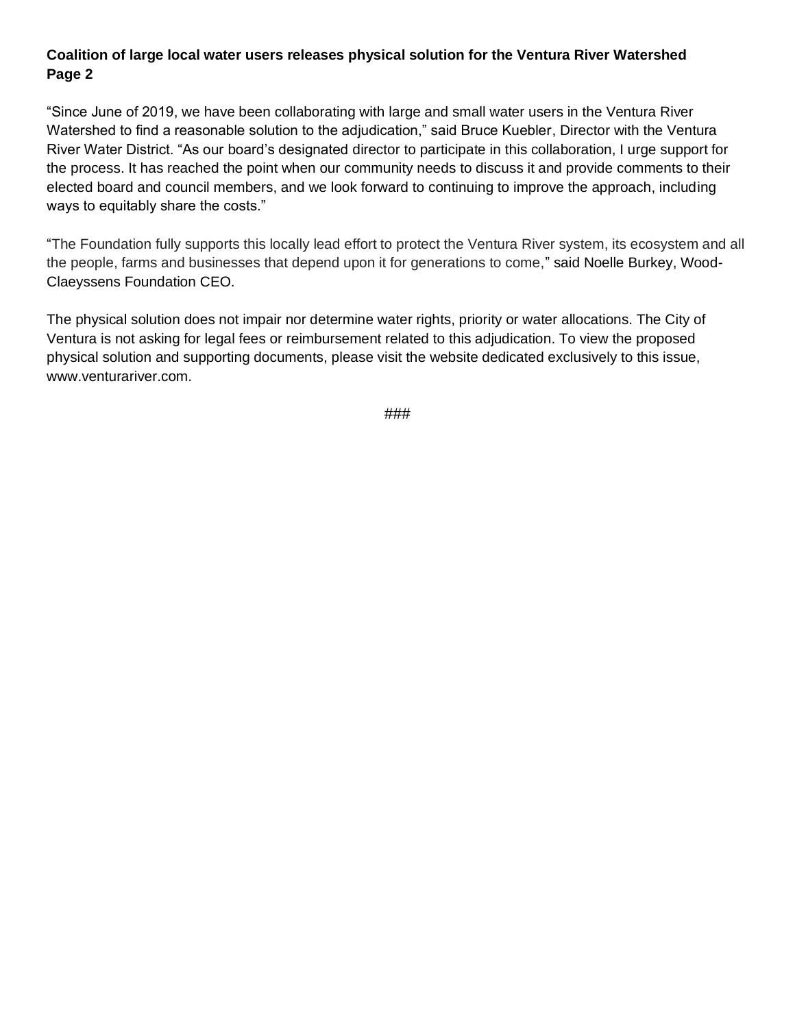**Coalition of large local water users releases physical solution for the Ventura River Watershed**
**Page 2**

"Since June of 2019, we have been collaborating with large and small water users in the Ventura River Watershed to find a reasonable solution to the adjudication," said Bruce Kuebler, Director with the Ventura River Water District. "As our board's designated director to participate in this collaboration, I urge support for the process. It has reached the point when our community needs to discuss it and provide comments to their elected board and council members, and we look forward to continuing to improve the approach, including ways to equitably share the costs."

"The Foundation fully supports this locally lead effort to protect the Ventura River system, its ecosystem and all the people, farms and businesses that depend upon it for generations to come," said Noelle Burkey, Wood-Claeyssens Foundation CEO.

The physical solution does not impair nor determine water rights, priority or water allocations. The City of Ventura is not asking for legal fees or reimbursement related to this adjudication. To view the proposed physical solution and supporting documents, please visit the website dedicated exclusively to this issue, www.venturariver.com.

###